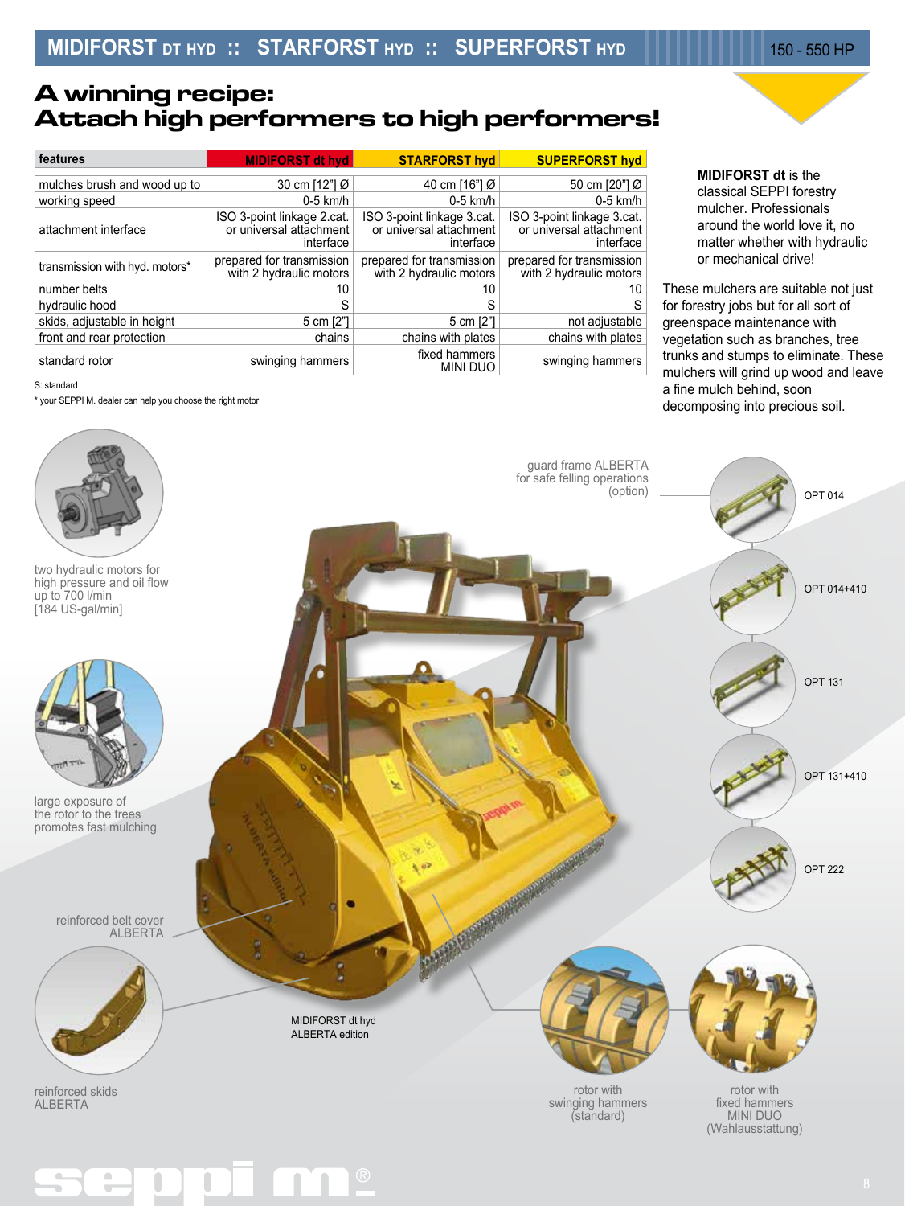# MIDIFORST DT HYD :: STARFORST HYD :: SUPERFORST HYD

150 - 550 HP

## A winning recipe: Attach high performers to high performers!

| features | MIDIFORST dt hyd | STARFORST hyd | SUPERFORST hyd |
|---|---|---|---|
| mulches brush and wood up to | 30 cm [12"] Ø | 40 cm [16"] Ø | 50 cm [20"] Ø |
| working speed | 0-5 km/h | 0-5 km/h | 0-5 km/h |
| attachment interface | ISO 3-point linkage 2.cat. or universal attachment interface | ISO 3-point linkage 3.cat. or universal attachment interface | ISO 3-point linkage 3.cat. or universal attachment interface |
| transmission with hyd. motors* | prepared for transmission with 2 hydraulic motors | prepared for transmission with 2 hydraulic motors | prepared for transmission with 2 hydraulic motors |
| number belts | 10 | 10 | 10 |
| hydraulic hood | S | S | S |
| skids, adjustable in height | 5 cm [2"] | 5 cm [2"] | not adjustable |
| front and rear protection | chains | chains with plates | chains with plates |
| standard rotor | swinging hammers | fixed hammers MINI DUO | swinging hammers |

S: standard

\* your SEPPI M. dealer can help you choose the right motor

**MIDIFORST dt** is the classical SEPPI forestry mulcher. Professionals around the world love it, no matter whether with hydraulic or mechanical drive!

These mulchers are suitable not just for forestry jobs but for all sort of greenspace maintenance with vegetation such as branches, tree trunks and stumps to eliminate. These mulchers will grind up wood and leave a fine mulch behind, soon decomposing into precious soil.

two hydraulic motors for high pressure and oil flow up to 700 l/min [184 US-gal/min]

large exposure of the rotor to the trees promotes fast mulching

reinforced belt cover ALBERTA

reinforced skids ALBERTA

guard frame ALBERTA for safe felling operations (option)

OPT 014

OPT 014+410

OPT 131

OPT 131+410

OPT 222

MIDIFORST dt hyd ALBERTA edition

rotor with swinging hammers (standard)

rotor with fixed hammers MINI DUO (Wahlausstattung)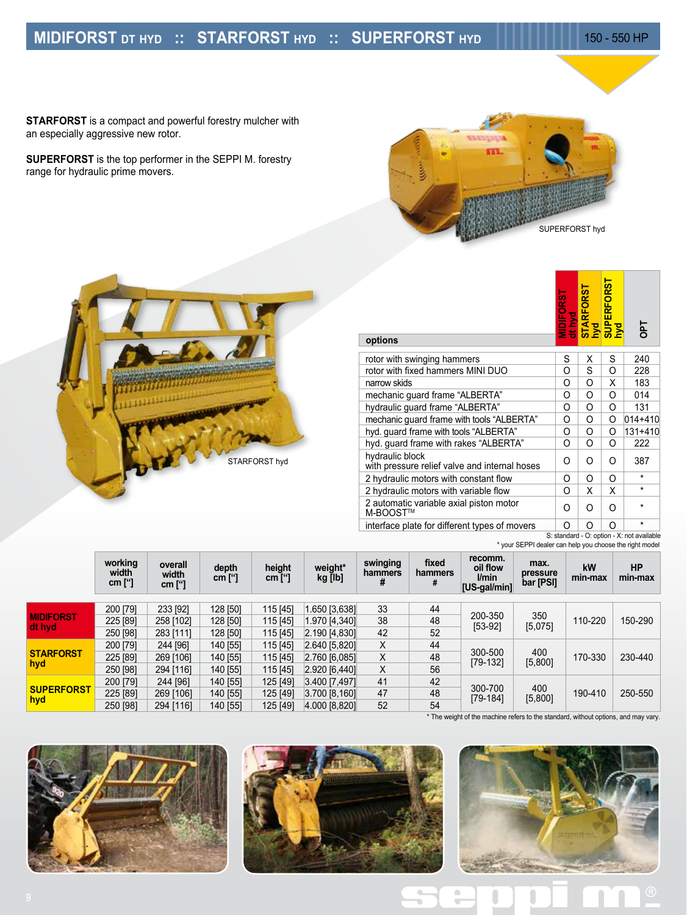# MIDIFORST DT HYD :: STARFORST HYD :: SUPERFORST HYD

150 - 550 HP

**STARFORST** is a compact and powerful forestry mulcher with an especially aggressive new rotor.

**SUPERFORST** is the top performer in the SEPPI M. forestry range for hydraulic prime movers.

SUPERFORST hyd

STARFORST hyd

| options | MIDIFORST dt hyd | STARFORST hyd | SUPERFORST hyd | OPT |
|---|---|---|---|---|
| rotor with swinging hammers | S | X | S | 240 |
| rotor with fixed hammers MINI DUO | O | S | O | 228 |
| narrow skids | O | O | X | 183 |
| mechanic guard frame "ALBERTA" | O | O | O | 014 |
| hydraulic guard frame "ALBERTA" | O | O | O | 131 |
| mechanic guard frame with tools "ALBERTA" | O | O | O | 014+410 |
| hyd. guard frame with tools "ALBERTA" | O | O | O | 131+410 |
| hyd. guard frame with rakes "ALBERTA" | O | O | O | 222 |
| hydraulic block with pressure relief valve and internal hoses | O | O | O | 387 |
| 2 hydraulic motors with constant flow | O | O | O | * |
| 2 hydraulic motors with variable flow | O | X | X | * |
| 2 automatic variable axial piston motor M-BOOST™ | O | O | O | * |
| interface plate for different types of movers | O | O | O | * |

S: standard - O: option - X: not available

* your SEPPI dealer can help you choose the right model

| | working width cm ["] | overall width cm ["] | depth cm ["] | height cm ["] | weight* kg [lb] | swinging hammers # | fixed hammers # | recomm. oil flow l/min [US-gal/min] | max. pressure bar [PSI] | kW min-max | HP min-max |
|---|---|---|---|---|---|---|---|---|---|---|---|
| **MIDIFORST dt hyd** | 200 [79] | 233 [92] | 128 [50] | 115 [45] | 1.650 [3,638] | 33 | 44 | 200-350 [53-92] | 350 [5,075] | 110-220 | 150-290 |
| | 225 [89] | 258 [102] | 128 [50] | 115 [45] | 1.970 [4,340] | 38 | 48 | | | | |
| | 250 [98] | 283 [111] | 128 [50] | 115 [45] | 2.190 [4,830] | 42 | 52 | | | | |
| **STARFORST hyd** | 200 [79] | 244 [96] | 140 [55] | 115 [45] | 2.640 [5,820] | X | 44 | 300-500 [79-132] | 400 [5,800] | 170-330 | 230-440 |
| | 225 [89] | 269 [106] | 140 [55] | 115 [45] | 2.760 [6,085] | X | 48 | | | | |
| | 250 [98] | 294 [116] | 140 [55] | 115 [45] | 2.920 [6,440] | X | 56 | | | | |
| **SUPERFORST hyd** | 200 [79] | 244 [96] | 140 [55] | 125 [49] | 3.400 [7,497] | 41 | 42 | 300-700 [79-184] | 400 [5,800] | 190-410 | 250-550 |
| | 225 [89] | 269 [106] | 140 [55] | 125 [49] | 3.700 [8,160] | 47 | 48 | | | | |
| | 250 [98] | 294 [116] | 140 [55] | 125 [49] | 4.000 [8,820] | 52 | 54 | | | | |

* The weight of the machine refers to the standard, without options, and may vary.